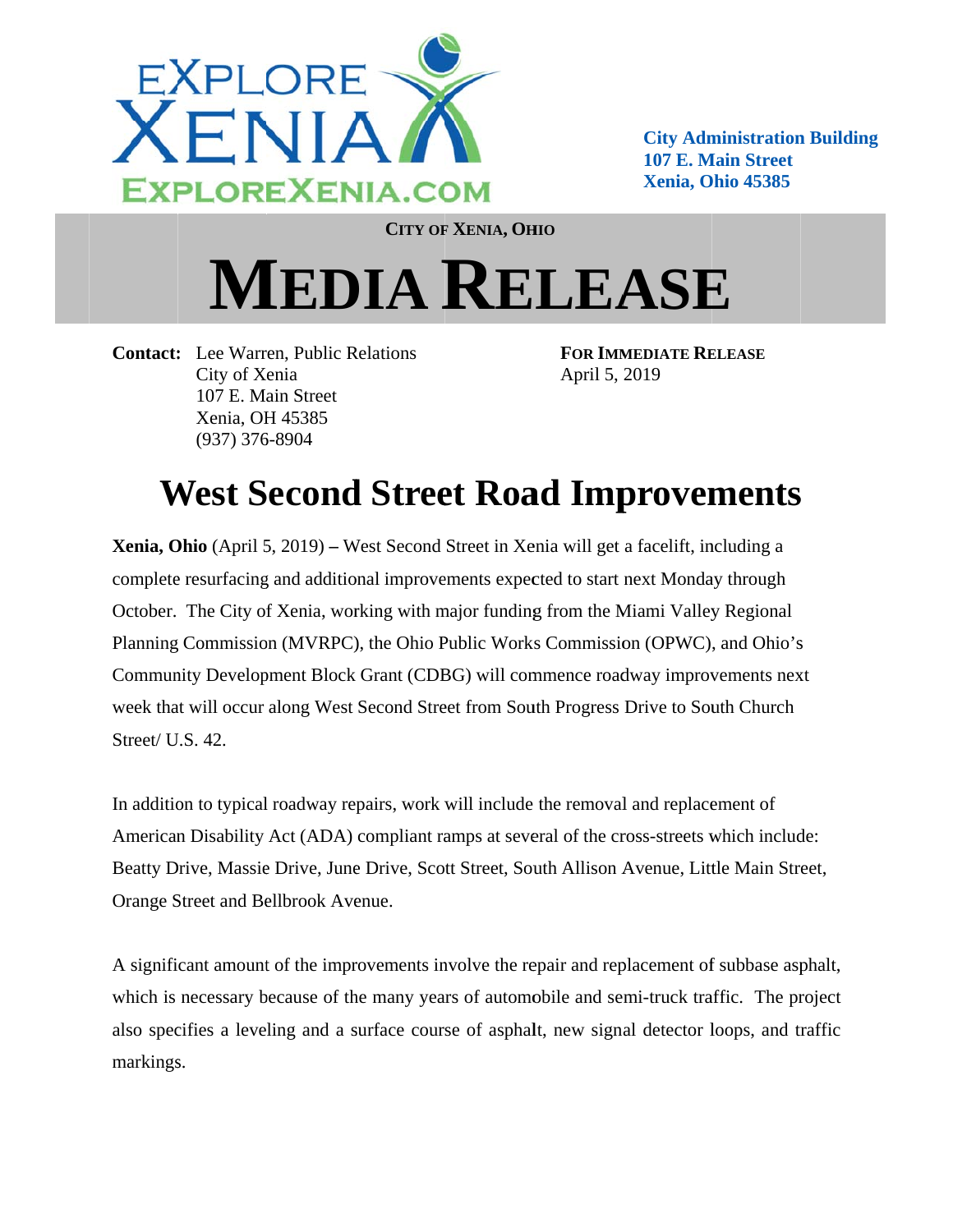EXPLORE XENIA
EXPLOREXENIA.COM

**City Administration Building**
**107 E. Main Street**
**Xenia, Ohio 45385**

**CITY OF XENIA, OHIO**

# MEDIA RELEASE

**Contact:** Lee Warren, Public Relations
City of Xenia
107 E. Main Street
Xenia, OH 45385
(937) 376-8904

**FOR IMMEDIATE RELEASE**
April 5, 2019

## West Second Street Road Improvements

**Xenia, Ohio** (April 5, 2019) **–** West Second Street in Xenia will get a facelift, including a complete resurfacing and additional improvements expected to start next Monday through October. The City of Xenia, working with major funding from the Miami Valley Regional Planning Commission (MVRPC), the Ohio Public Works Commission (OPWC), and Ohio's Community Development Block Grant (CDBG) will commence roadway improvements next week that will occur along West Second Street from South Progress Drive to South Church Street/ U.S. 42.

In addition to typical roadway repairs, work will include the removal and replacement of American Disability Act (ADA) compliant ramps at several of the cross-streets which include: Beatty Drive, Massie Drive, June Drive, Scott Street, South Allison Avenue, Little Main Street, Orange Street and Bellbrook Avenue.

A significant amount of the improvements involve the repair and replacement of subbase asphalt, which is necessary because of the many years of automobile and semi-truck traffic. The project also specifies a leveling and a surface course of asphalt, new signal detector loops, and traffic markings.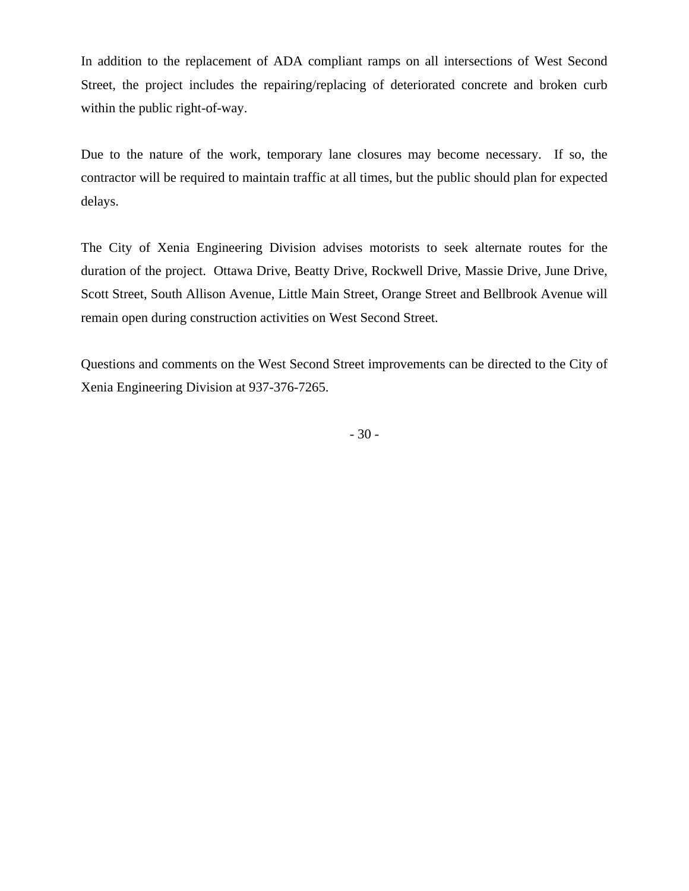In addition to the replacement of ADA compliant ramps on all intersections of West Second Street, the project includes the repairing/replacing of deteriorated concrete and broken curb within the public right-of-way.

Due to the nature of the work, temporary lane closures may become necessary. If so, the contractor will be required to maintain traffic at all times, but the public should plan for expected delays.

The City of Xenia Engineering Division advises motorists to seek alternate routes for the duration of the project. Ottawa Drive, Beatty Drive, Rockwell Drive, Massie Drive, June Drive, Scott Street, South Allison Avenue, Little Main Street, Orange Street and Bellbrook Avenue will remain open during construction activities on West Second Street.

Questions and comments on the West Second Street improvements can be directed to the City of Xenia Engineering Division at 937-376-7265.

- 30 -